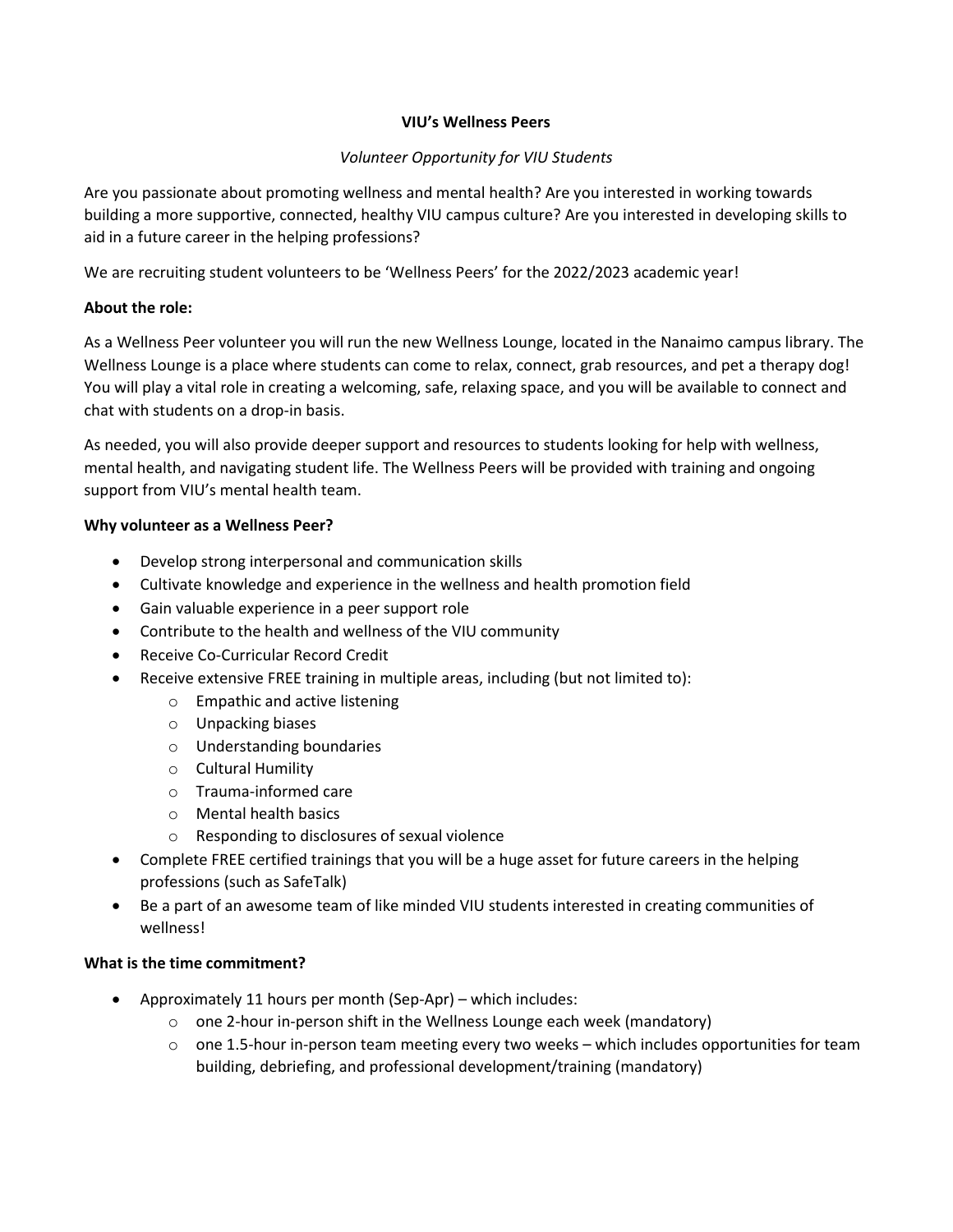**VIU's Wellness Peers**

*Volunteer Opportunity for VIU Students*

Are you passionate about promoting wellness and mental health? Are you interested in working towards building a more supportive, connected, healthy VIU campus culture? Are you interested in developing skills to aid in a future career in the helping professions?

We are recruiting student volunteers to be 'Wellness Peers' for the 2022/2023 academic year!

**About the role:**

As a Wellness Peer volunteer you will run the new Wellness Lounge, located in the Nanaimo campus library. The Wellness Lounge is a place where students can come to relax, connect, grab resources, and pet a therapy dog! You will play a vital role in creating a welcoming, safe, relaxing space, and you will be available to connect and chat with students on a drop-in basis.

As needed, you will also provide deeper support and resources to students looking for help with wellness, mental health, and navigating student life. The Wellness Peers will be provided with training and ongoing support from VIU's mental health team.

**Why volunteer as a Wellness Peer?**

- Develop strong interpersonal and communication skills
- Cultivate knowledge and experience in the wellness and health promotion field
- Gain valuable experience in a peer support role
- Contribute to the health and wellness of the VIU community
- Receive Co-Curricular Record Credit
- Receive extensive FREE training in multiple areas, including (but not limited to):
  - Empathic and active listening
  - Unpacking biases
  - Understanding boundaries
  - Cultural Humility
  - Trauma-informed care
  - Mental health basics
  - Responding to disclosures of sexual violence
- Complete FREE certified trainings that you will be a huge asset for future careers in the helping professions (such as SafeTalk)
- Be a part of an awesome team of like minded VIU students interested in creating communities of wellness!

**What is the time commitment?**

- Approximately 11 hours per month (Sep-Apr) – which includes:
  - one 2-hour in-person shift in the Wellness Lounge each week (mandatory)
  - one 1.5-hour in-person team meeting every two weeks – which includes opportunities for team building, debriefing, and professional development/training (mandatory)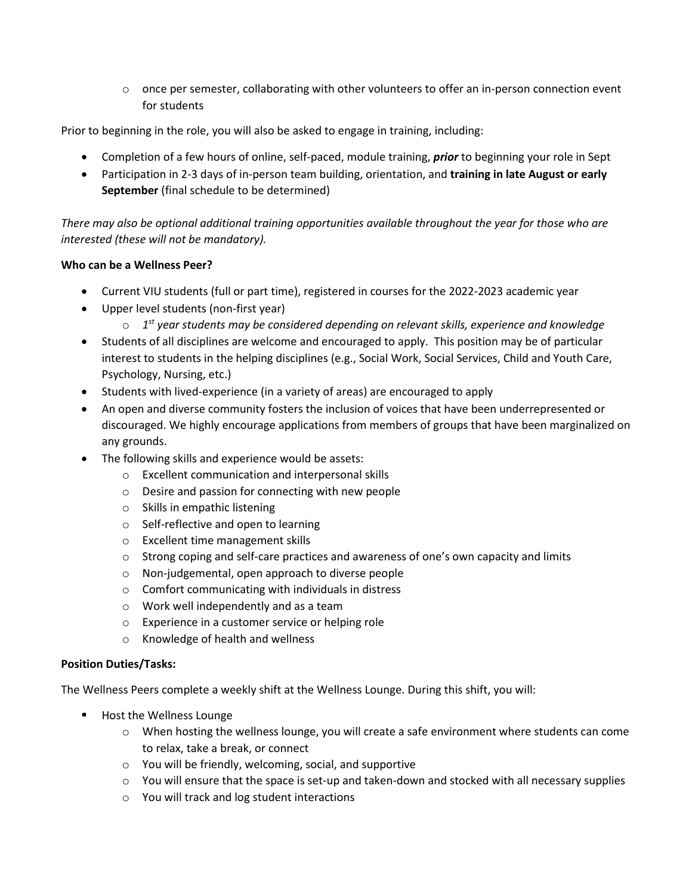- once per semester, collaborating with other volunteers to offer an in-person connection event for students

Prior to beginning in the role, you will also be asked to engage in training, including:

- Completion of a few hours of online, self-paced, module training, ***prior*** to beginning your role in Sept
- Participation in 2-3 days of in-person team building, orientation, and **training in late August or early September** (final schedule to be determined)

*There may also be optional additional training opportunities available throughout the year for those who are interested (these will not be mandatory).*

**Who can be a Wellness Peer?**

- Current VIU students (full or part time), registered in courses for the 2022-2023 academic year
- Upper level students (non-first year)
  - *1st year students may be considered depending on relevant skills, experience and knowledge*
- Students of all disciplines are welcome and encouraged to apply. This position may be of particular interest to students in the helping disciplines (e.g., Social Work, Social Services, Child and Youth Care, Psychology, Nursing, etc.)
- Students with lived-experience (in a variety of areas) are encouraged to apply
- An open and diverse community fosters the inclusion of voices that have been underrepresented or discouraged. We highly encourage applications from members of groups that have been marginalized on any grounds.
- The following skills and experience would be assets:
  - Excellent communication and interpersonal skills
  - Desire and passion for connecting with new people
  - Skills in empathic listening
  - Self-reflective and open to learning
  - Excellent time management skills
  - Strong coping and self-care practices and awareness of one's own capacity and limits
  - Non-judgemental, open approach to diverse people
  - Comfort communicating with individuals in distress
  - Work well independently and as a team
  - Experience in a customer service or helping role
  - Knowledge of health and wellness

**Position Duties/Tasks:**

The Wellness Peers complete a weekly shift at the Wellness Lounge. During this shift, you will:

- Host the Wellness Lounge
  - When hosting the wellness lounge, you will create a safe environment where students can come to relax, take a break, or connect
  - You will be friendly, welcoming, social, and supportive
  - You will ensure that the space is set-up and taken-down and stocked with all necessary supplies
  - You will track and log student interactions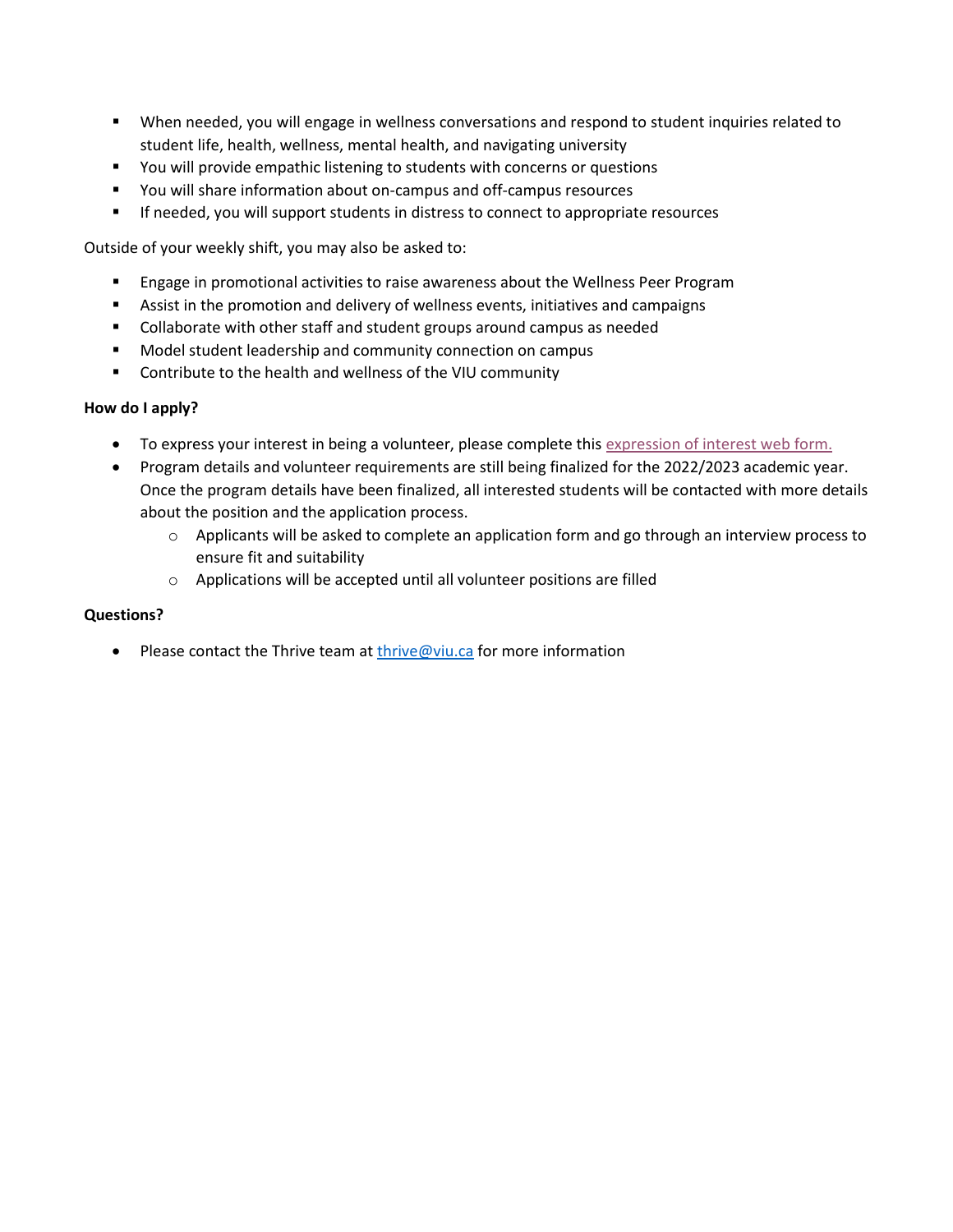- When needed, you will engage in wellness conversations and respond to student inquiries related to student life, health, wellness, mental health, and navigating university
- You will provide empathic listening to students with concerns or questions
- You will share information about on-campus and off-campus resources
- If needed, you will support students in distress to connect to appropriate resources

Outside of your weekly shift, you may also be asked to:

- Engage in promotional activities to raise awareness about the Wellness Peer Program
- Assist in the promotion and delivery of wellness events, initiatives and campaigns
- Collaborate with other staff and student groups around campus as needed
- Model student leadership and community connection on campus
- Contribute to the health and wellness of the VIU community

**How do I apply?**

- To express your interest in being a volunteer, please complete this expression of interest web form.
- Program details and volunteer requirements are still being finalized for the 2022/2023 academic year. Once the program details have been finalized, all interested students will be contacted with more details about the position and the application process.
  - Applicants will be asked to complete an application form and go through an interview process to ensure fit and suitability
  - Applications will be accepted until all volunteer positions are filled

**Questions?**

- Please contact the Thrive team at thrive@viu.ca for more information